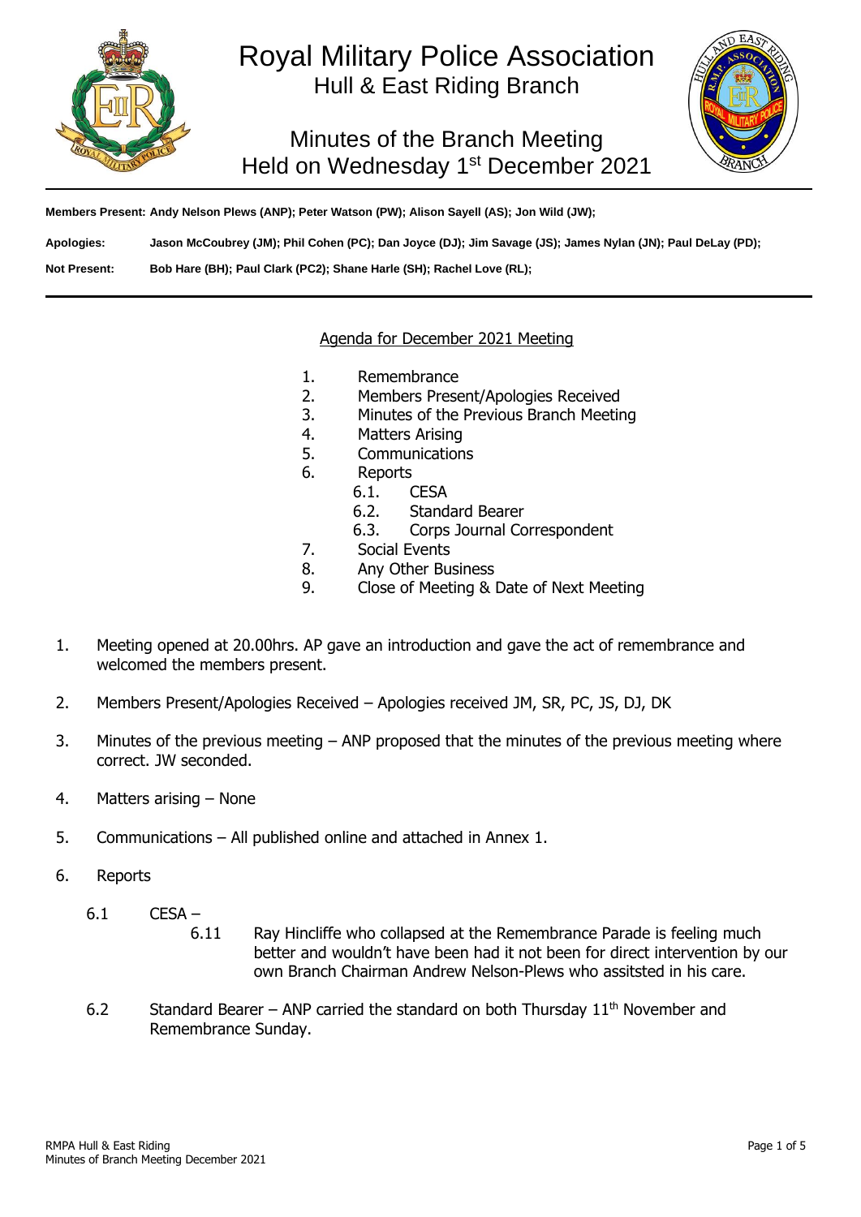# Royal Military Police Association

## Hull & East Riding Branch

## Minutes of the Branch Meeting Held on Wednesday 1st December 2021

**Members Present:** **Andy Nelson Plews (ANP); Peter Watson (PW); Alison Sayell (AS); Jon Wild (JW);**

**Apologies:** **Jason McCoubrey (JM); Phil Cohen (PC); Dan Joyce (DJ); Jim Savage (JS); James Nylan (JN); Paul DeLay (PD);**

**Not Present:** **Bob Hare (BH); Paul Clark (PC2); Shane Harle (SH); Rachel Love (RL);**

---

### Agenda for December 2021 Meeting

1. Remembrance
2. Members Present/Apologies Received
3. Minutes of the Previous Branch Meeting
4. Matters Arising
5. Communications
6. Reports
   - 6.1. CESA
   - 6.2. Standard Bearer
   - 6.3. Corps Journal Correspondent
7. Social Events
8. Any Other Business
9. Close of Meeting & Date of Next Meeting

1. Meeting opened at 20.00hrs. AP gave an introduction and gave the act of remembrance and welcomed the members present.

2. Members Present/Apologies Received – Apologies received JM, SR, PC, JS, DJ, DK

3. Minutes of the previous meeting – ANP proposed that the minutes of the previous meeting where correct. JW seconded.

4. Matters arising – None

5. Communications – All published online and attached in Annex 1.

6. Reports

   6.1 CESA –

   6.11 Ray Hincliffe who collapsed at the Remembrance Parade is feeling much better and wouldn't have been had it not been for direct intervention by our own Branch Chairman Andrew Nelson-Plews who assitsted in his care.

   6.2 Standard Bearer – ANP carried the standard on both Thursday 11th November and Remembrance Sunday.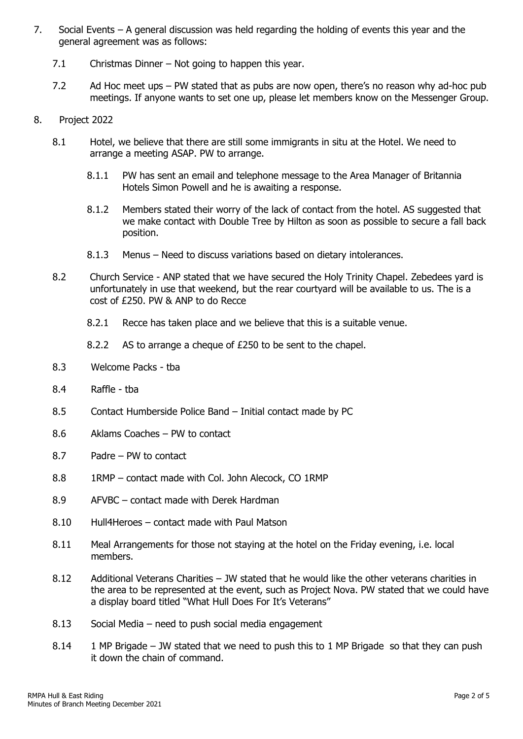7. Social Events – A general discussion was held regarding the holding of events this year and the general agreement was as follows:

   7.1 Christmas Dinner – Not going to happen this year.

   7.2 Ad Hoc meet ups – PW stated that as pubs are now open, there's no reason why ad-hoc pub meetings. If anyone wants to set one up, please let members know on the Messenger Group.

8. Project 2022

   8.1 Hotel, we believe that there are still some immigrants in situ at the Hotel. We need to arrange a meeting ASAP. PW to arrange.

      8.1.1 PW has sent an email and telephone message to the Area Manager of Britannia Hotels Simon Powell and he is awaiting a response.

      8.1.2 Members stated their worry of the lack of contact from the hotel. AS suggested that we make contact with Double Tree by Hilton as soon as possible to secure a fall back position.

      8.1.3 Menus – Need to discuss variations based on dietary intolerances.

   8.2 Church Service - ANP stated that we have secured the Holy Trinity Chapel. Zebedees yard is unfortunately in use that weekend, but the rear courtyard will be available to us. The is a cost of £250. PW & ANP to do Recce

      8.2.1 Recce has taken place and we believe that this is a suitable venue.

      8.2.2 AS to arrange a cheque of £250 to be sent to the chapel.

   8.3 Welcome Packs - tba

   8.4 Raffle - tba

   8.5 Contact Humberside Police Band – Initial contact made by PC

   8.6 Aklams Coaches – PW to contact

   8.7 Padre – PW to contact

   8.8 1RMP – contact made with Col. John Alecock, CO 1RMP

   8.9 AFVBC – contact made with Derek Hardman

   8.10 Hull4Heroes – contact made with Paul Matson

   8.11 Meal Arrangements for those not staying at the hotel on the Friday evening, i.e. local members.

   8.12 Additional Veterans Charities – JW stated that he would like the other veterans charities in the area to be represented at the event, such as Project Nova. PW stated that we could have a display board titled "What Hull Does For It's Veterans"

   8.13 Social Media – need to push social media engagement

   8.14 1 MP Brigade – JW stated that we need to push this to 1 MP Brigade so that they can push it down the chain of command.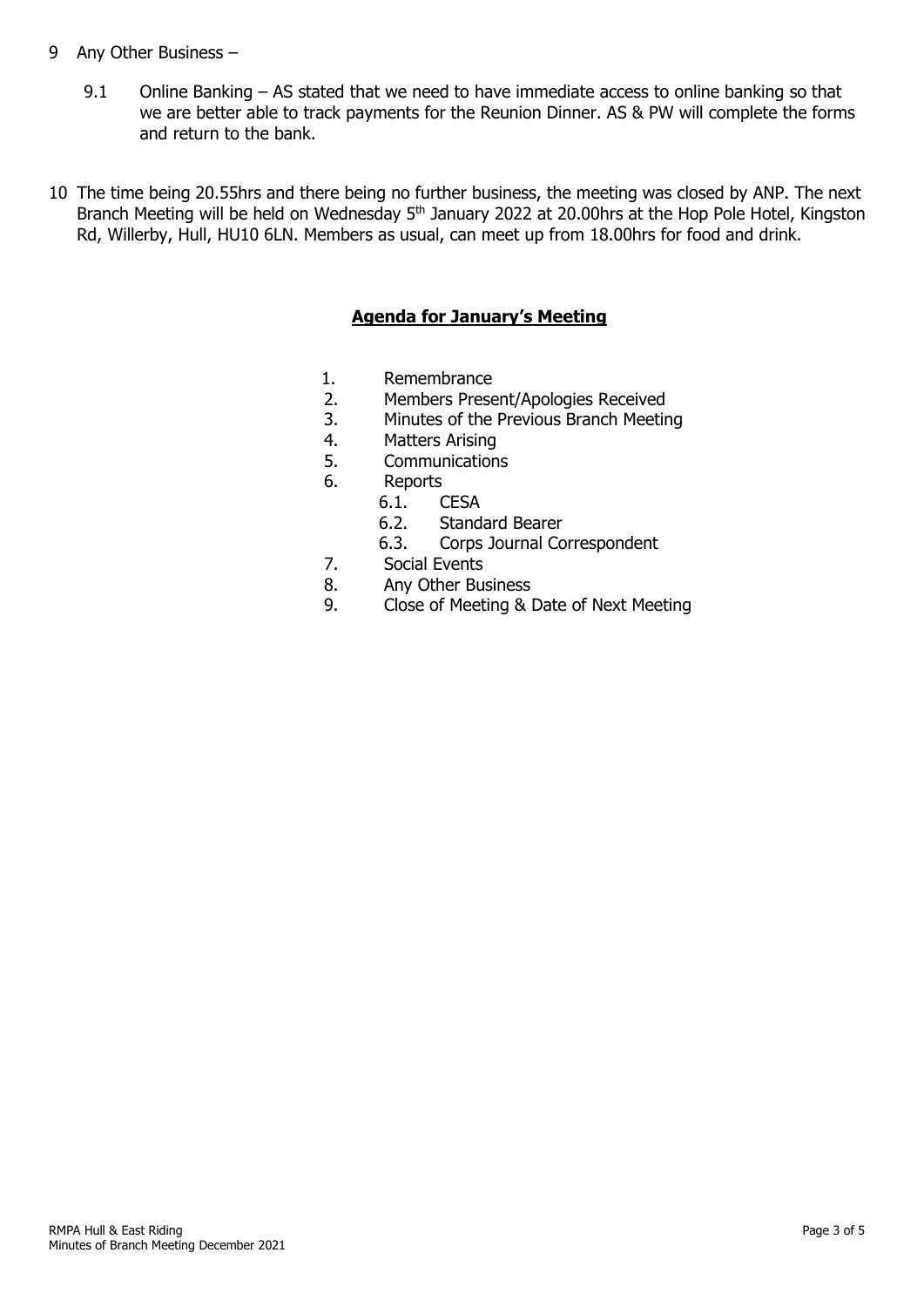9 Any Other Business –

   9.1 Online Banking – AS stated that we need to have immediate access to online banking so that we are better able to track payments for the Reunion Dinner. AS & PW will complete the forms and return to the bank.

10 The time being 20.55hrs and there being no further business, the meeting was closed by ANP. The next Branch Meeting will be held on Wednesday 5th January 2022 at 20.00hrs at the Hop Pole Hotel, Kingston Rd, Willerby, Hull, HU10 6LN. Members as usual, can meet up from 18.00hrs for food and drink.

## Agenda for January's Meeting

1. Remembrance
2. Members Present/Apologies Received
3. Minutes of the Previous Branch Meeting
4. Matters Arising
5. Communications
6. Reports
   - 6.1. CESA
   - 6.2. Standard Bearer
   - 6.3. Corps Journal Correspondent
7. Social Events
8. Any Other Business
9. Close of Meeting & Date of Next Meeting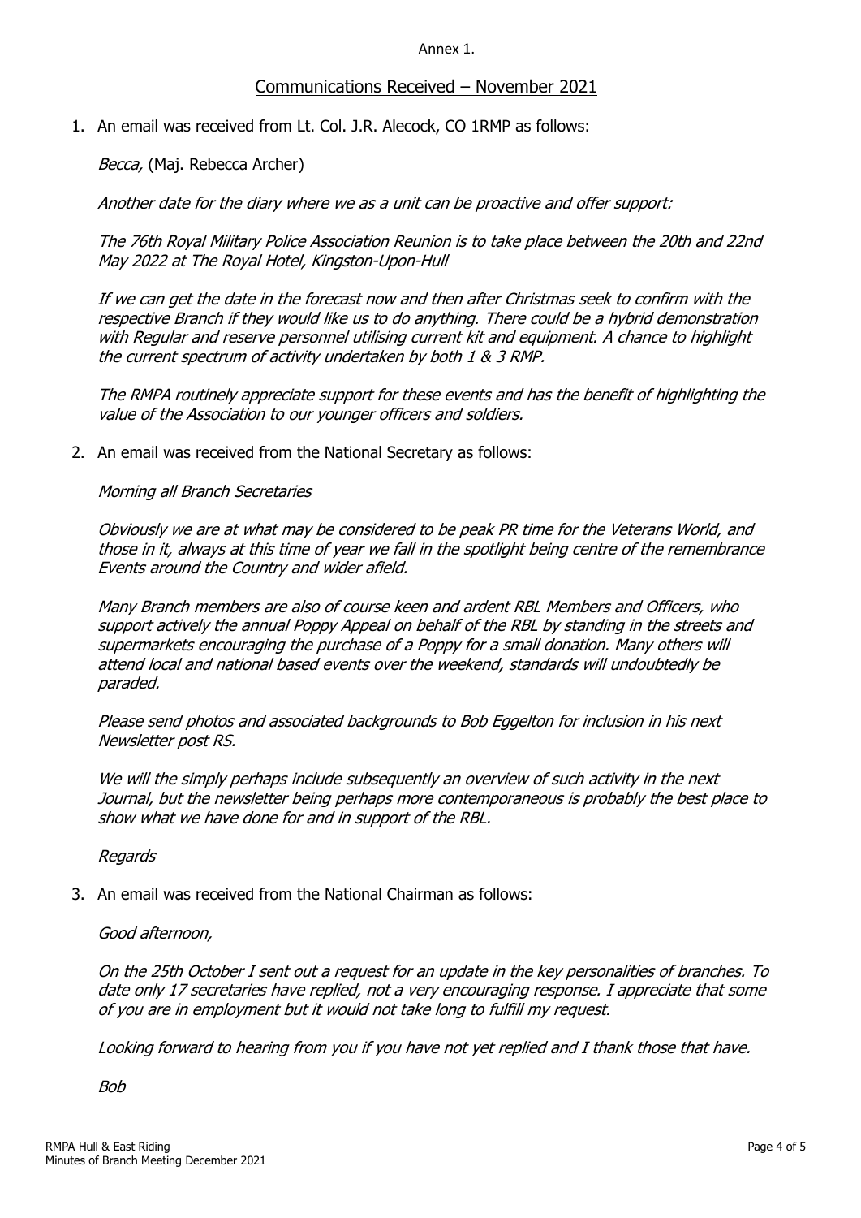Annex 1.

## Communications Received – November 2021

1. An email was received from Lt. Col. J.R. Alecock, CO 1RMP as follows:

   *Becca,* (Maj. Rebecca Archer)

   *Another date for the diary where we as a unit can be proactive and offer support:*

   *The 76th Royal Military Police Association Reunion is to take place between the 20th and 22nd May 2022 at The Royal Hotel, Kingston-Upon-Hull*

   *If we can get the date in the forecast now and then after Christmas seek to confirm with the respective Branch if they would like us to do anything. There could be a hybrid demonstration with Regular and reserve personnel utilising current kit and equipment. A chance to highlight the current spectrum of activity undertaken by both 1 & 3 RMP.*

   *The RMPA routinely appreciate support for these events and has the benefit of highlighting the value of the Association to our younger officers and soldiers.*

2. An email was received from the National Secretary as follows:

   *Morning all Branch Secretaries*

   *Obviously we are at what may be considered to be peak PR time for the Veterans World, and those in it, always at this time of year we fall in the spotlight being centre of the remembrance Events around the Country and wider afield.*

   *Many Branch members are also of course keen and ardent RBL Members and Officers, who support actively the annual Poppy Appeal on behalf of the RBL by standing in the streets and supermarkets encouraging the purchase of a Poppy for a small donation. Many others will attend local and national based events over the weekend, standards will undoubtedly be paraded.*

   *Please send photos and associated backgrounds to Bob Eggelton for inclusion in his next Newsletter post RS.*

   *We will the simply perhaps include subsequently an overview of such activity in the next Journal, but the newsletter being perhaps more contemporaneous is probably the best place to show what we have done for and in support of the RBL.*

   *Regards*

3. An email was received from the National Chairman as follows:

   *Good afternoon,*

   *On the 25th October I sent out a request for an update in the key personalities of branches. To date only 17 secretaries have replied, not a very encouraging response. I appreciate that some of you are in employment but it would not take long to fulfill my request.*

   *Looking forward to hearing from you if you have not yet replied and I thank those that have.*

   *Bob*

RMPA Hull & East Riding
Minutes of Branch Meeting December 2021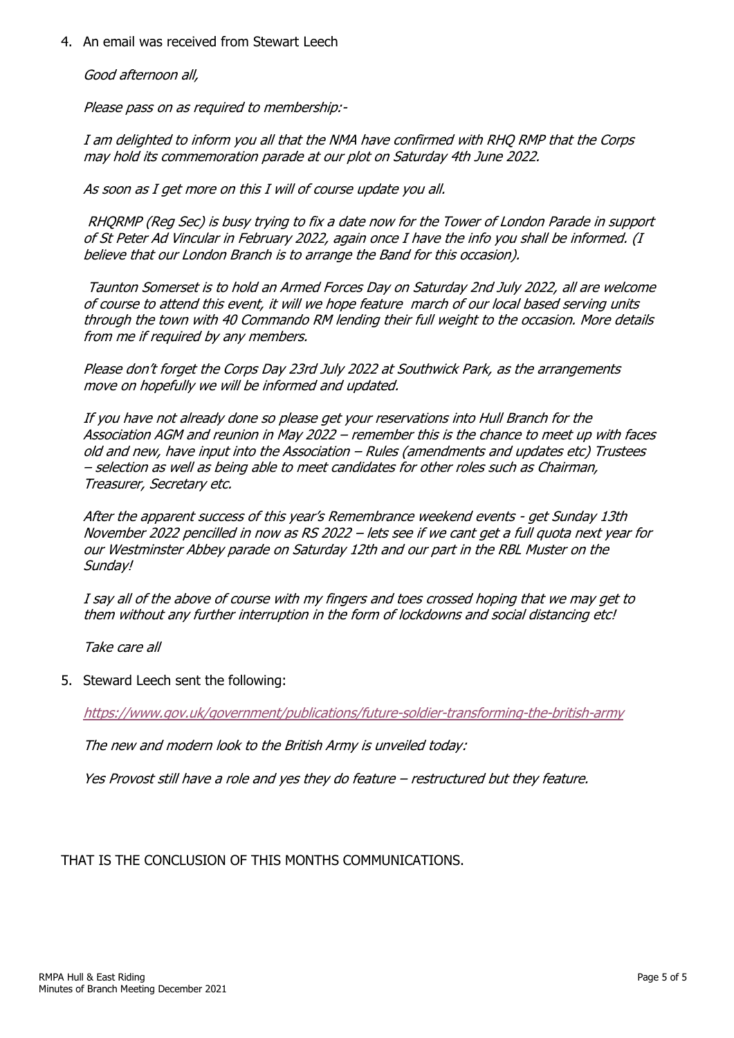4. An email was received from Stewart Leech

   *Good afternoon all,*

   *Please pass on as required to membership:-*

   *I am delighted to inform you all that the NMA have confirmed with RHQ RMP that the Corps may hold its commemoration parade at our plot on Saturday 4th June 2022.*

   *As soon as I get more on this I will of course update you all.*

   *RHQRMP (Reg Sec) is busy trying to fix a date now for the Tower of London Parade in support of St Peter Ad Vincular in February 2022, again once I have the info you shall be informed. (I believe that our London Branch is to arrange the Band for this occasion).*

   *Taunton Somerset is to hold an Armed Forces Day on Saturday 2nd July 2022, all are welcome of course to attend this event, it will we hope feature march of our local based serving units through the town with 40 Commando RM lending their full weight to the occasion. More details from me if required by any members.*

   *Please don't forget the Corps Day 23rd July 2022 at Southwick Park, as the arrangements move on hopefully we will be informed and updated.*

   *If you have not already done so please get your reservations into Hull Branch for the Association AGM and reunion in May 2022 – remember this is the chance to meet up with faces old and new, have input into the Association – Rules (amendments and updates etc) Trustees – selection as well as being able to meet candidates for other roles such as Chairman, Treasurer, Secretary etc.*

   *After the apparent success of this year's Remembrance weekend events - get Sunday 13th November 2022 pencilled in now as RS 2022 – lets see if we cant get a full quota next year for our Westminster Abbey parade on Saturday 12th and our part in the RBL Muster on the Sunday!*

   *I say all of the above of course with my fingers and toes crossed hoping that we may get to them without any further interruption in the form of lockdowns and social distancing etc!*

   *Take care all*

5. Steward Leech sent the following:

   *https://www.gov.uk/government/publications/future-soldier-transforming-the-british-army*

   *The new and modern look to the British Army is unveiled today:*

   *Yes Provost still have a role and yes they do feature – restructured but they feature.*

THAT IS THE CONCLUSION OF THIS MONTHS COMMUNICATIONS.